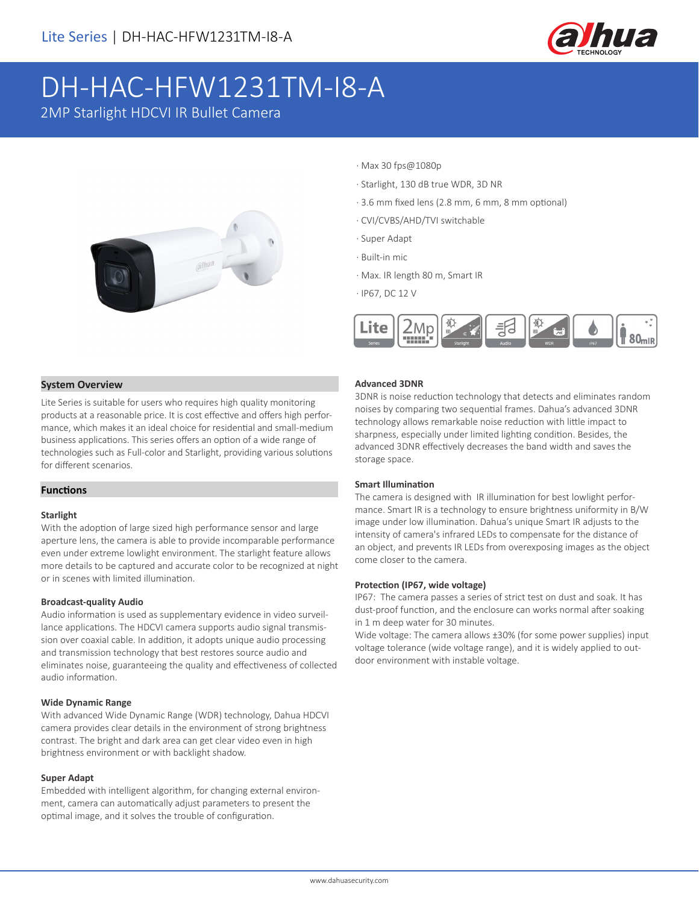Lite Series | DH-HAC-HFW1231TM-I8-A

# DH-HAC-HFW1231TM-I8-A

2MP Starlight HDCVI IR Bullet Camera

- Max 30 fps@1080p
- Starlight, 130 dB true WDR, 3D NR
- 3.6 mm fixed lens (2.8 mm, 6 mm, 8 mm optional)
- CVI/CVBS/AHD/TVI switchable
- Super Adapt
- Built-in mic
- Max. IR length 80 m, Smart IR
- IP67, DC 12 V

## System Overview

Lite Series is suitable for users who requires high quality monitoring products at a reasonable price. It is cost effective and offers high performance, which makes it an ideal choice for residential and small-medium business applications. This series offers an option of a wide range of technologies such as Full-color and Starlight, providing various solutions for different scenarios.

## Functions

### Starlight

With the adoption of large sized high performance sensor and large aperture lens, the camera is able to provide incomparable performance even under extreme lowlight environment. The starlight feature allows more details to be captured and accurate color to be recognized at night or in scenes with limited illumination.

### Broadcast-quality Audio

Audio information is used as supplementary evidence in video surveillance applications. The HDCVI camera supports audio signal transmission over coaxial cable. In addition, it adopts unique audio processing and transmission technology that best restores source audio and eliminates noise, guaranteeing the quality and effectiveness of collected audio information.

### Wide Dynamic Range

With advanced Wide Dynamic Range (WDR) technology, Dahua HDCVI camera provides clear details in the environment of strong brightness contrast. The bright and dark area can get clear video even in high brightness environment or with backlight shadow.

### Super Adapt

Embedded with intelligent algorithm, for changing external environment, camera can automatically adjust parameters to present the optimal image, and it solves the trouble of configuration.

### Advanced 3DNR

3DNR is noise reduction technology that detects and eliminates random noises by comparing two sequential frames. Dahua's advanced 3DNR technology allows remarkable noise reduction with little impact to sharpness, especially under limited lighting condition. Besides, the advanced 3DNR effectively decreases the band width and saves the storage space.

### Smart Illumination

The camera is designed with IR illumination for best lowlight performance. Smart IR is a technology to ensure brightness uniformity in B/W image under low illumination. Dahua's unique Smart IR adjusts to the intensity of camera's infrared LEDs to compensate for the distance of an object, and prevents IR LEDs from overexposing images as the object come closer to the camera.

### Protection (IP67, wide voltage)

IP67: The camera passes a series of strict test on dust and soak. It has dust-proof function, and the enclosure can works normal after soaking in 1 m deep water for 30 minutes.

Wide voltage: The camera allows ±30% (for some power supplies) input voltage tolerance (wide voltage range), and it is widely applied to outdoor environment with instable voltage.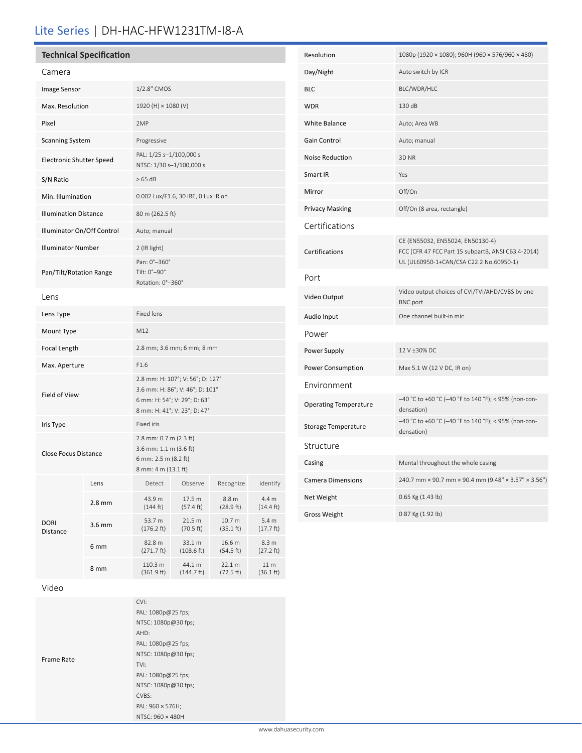# Lite Series | DH-HAC-HFW1231TM-I8-A

## Technical Specification

### Camera

| | |
|---|---|
| Image Sensor | 1/2.8" CMOS |
| Max. Resolution | 1920 (H) × 1080 (V) |
| Pixel | 2MP |
| Scanning System | Progressive |
| Electronic Shutter Speed | PAL: 1/25 s–1/100,000 s<br>NTSC: 1/30 s–1/100,000 s |
| S/N Ratio | > 65 dB |
| Min. Illumination | 0.002 Lux/F1.6, 30 IRE, 0 Lux IR on |
| Illumination Distance | 80 m (262.5 ft) |
| Illuminator On/Off Control | Auto; manual |
| Illuminator Number | 2 (IR light) |
| Pan/Tilt/Rotation Range | Pan: 0°–360°<br>Tilt: 0°–90°<br>Rotation: 0°–360° |

### Lens

| | |
|---|---|
| Lens Type | Fixed lens |
| Mount Type | M12 |
| Focal Length | 2.8 mm; 3.6 mm; 6 mm; 8 mm |
| Max. Aperture | F1.6 |
| Field of View | 2.8 mm: H: 107°; V: 56°; D: 127°<br>3.6 mm: H: 86°; V: 46°; D: 101°<br>6 mm: H: 54°; V: 29°; D: 63°<br>8 mm: H: 41°; V: 23°; D: 47° |
| Iris Type | Fixed iris |
| Close Focus Distance | 2.8 mm: 0.7 m (2.3 ft)<br>3.6 mm: 1.1 m (3.6 ft)<br>6 mm: 2.5 m (8.2 ft)<br>8 mm: 4 m (13.1 ft) |

| DORI Distance | Lens | Detect | Observe | Recognize | Identify |
|---|---|---|---|---|---|
| | 2.8 mm | 43.9 m (144 ft) | 17.5 m (57.4 ft) | 8.8 m (28.9 ft) | 4.4 m (14.4 ft) |
| | 3.6 mm | 53.7 m (176.2 ft) | 21.5 m (70.5 ft) | 10.7 m (35.1 ft) | 5.4 m (17.7 ft) |
| | 6 mm | 82.8 m (271.7 ft) | 33.1 m (108.6 ft) | 16.6 m (54.5 ft) | 8.3 m (27.2 ft) |
| | 8 mm | 110.3 m (361.9 ft) | 44.1 m (144.7 ft) | 22.1 m (72.5 ft) | 11 m (36.1 ft) |

### Video

| | |
|---|---|
| Frame Rate | CVI:<br>PAL: 1080p@25 fps;<br>NTSC: 1080p@30 fps;<br>AHD:<br>PAL: 1080p@25 fps;<br>NTSC: 1080p@30 fps;<br>TVI:<br>PAL: 1080p@25 fps;<br>NTSC: 1080p@30 fps;<br>CVBS:<br>PAL: 960 × 576H;<br>NTSC: 960 × 480H |
| Resolution | 1080p (1920 × 1080); 960H (960 × 576/960 × 480) |
| Day/Night | Auto switch by ICR |
| BLC | BLC/WDR/HLC |
| WDR | 130 dB |
| White Balance | Auto; Area WB |
| Gain Control | Auto; manual |
| Noise Reduction | 3D NR |
| Smart IR | Yes |
| Mirror | Off/On |
| Privacy Masking | Off/On (8 area, rectangle) |

### Certifications

| | |
|---|---|
| Certifications | CE (EN55032, EN55024, EN50130-4)<br>FCC (CFR 47 FCC Part 15 subpartB, ANSI C63.4-2014)<br>UL (UL60950-1+CAN/CSA C22.2 No.60950-1) |

### Port

| | |
|---|---|
| Video Output | Video output choices of CVI/TVI/AHD/CVBS by one BNC port |
| Audio Input | One channel built-in mic |

### Power

| | |
|---|---|
| Power Supply | 12 V ±30% DC |
| Power Consumption | Max 5.1 W (12 V DC, IR on) |

### Environment

| | |
|---|---|
| Operating Temperature | –40 °C to +60 °C (–40 °F to 140 °F); < 95% (non-condensation) |
| Storage Temperature | –40 °C to +60 °C (–40 °F to 140 °F); < 95% (non-condensation) |

### Structure

| | |
|---|---|
| Casing | Mental throughout the whole casing |
| Camera Dimensions | 240.7 mm × 90.7 mm × 90.4 mm (9.48" × 3.57" × 3.56") |
| Net Weight | 0.65 Kg (1.43 lb) |
| Gross Weight | 0.87 Kg (1.92 lb) |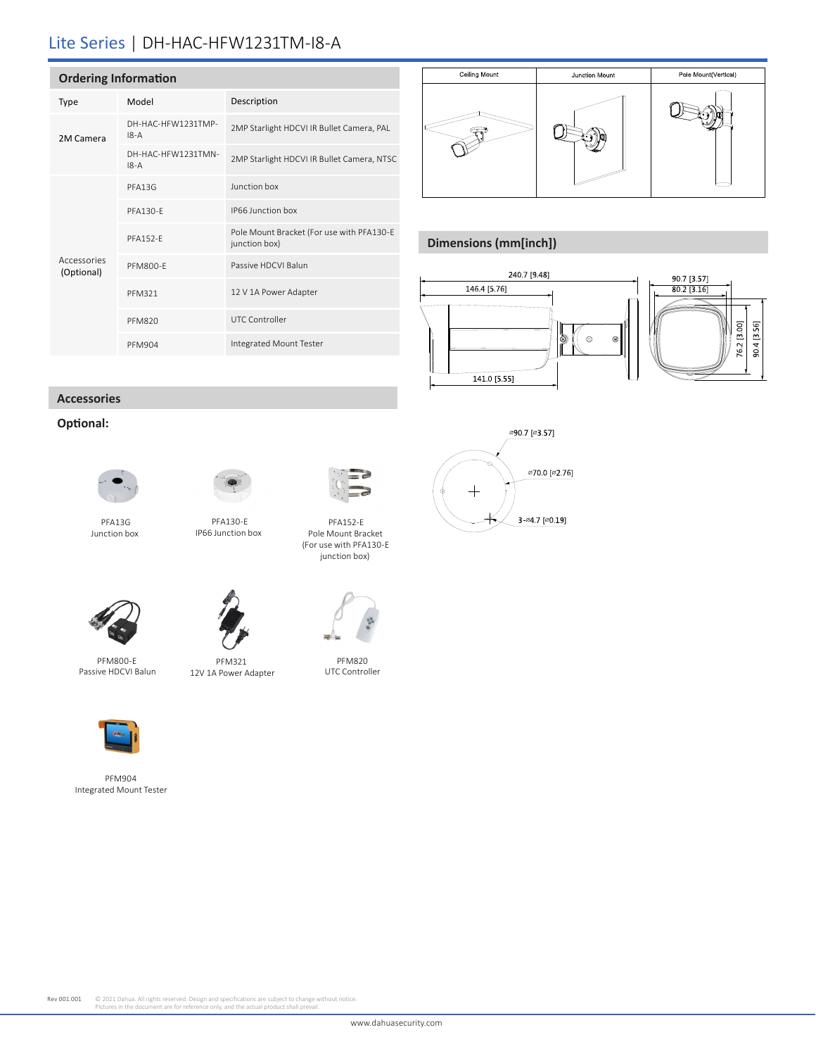# Lite Series | DH-HAC-HFW1231TM-I8-A

## Ordering Information

| Type | Model | Description |
|---|---|---|
| 2M Camera | DH-HAC-HFW1231TMP-I8-A | 2MP Starlight HDCVI IR Bullet Camera, PAL |
| | DH-HAC-HFW1231TMN-I8-A | 2MP Starlight HDCVI IR Bullet Camera, NTSC |
| Accessories (Optional) | PFA13G | Junction box |
| | PFA130-E | IP66 Junction box |
| | PFA152-E | Pole Mount Bracket (For use with PFA130-E junction box) |
| | PFM800-E | Passive HDCVI Balun |
| | PFM321 | 12 V 1A Power Adapter |
| | PFM820 | UTC Controller |
| | PFM904 | Integrated Mount Tester |

Ceiling Mount

Junction Mount

Pole Mount(Vertical)

## Dimensions (mm[inch])

240.7 [9.48]

146.4 [5.76]

141.0 [5.55]

90.7 [3.57]

80.2 [3.16]

76.2 [3.00]

90.4 [3.56]

⌀90.7 [⌀3.57]

⌀70.0 [⌀2.76]

3-⌀4.7 [⌀0.19]

## Accessories

### Optional:

PFA13G
Junction box

PFA130-E
IP66 Junction box

PFA152-E
Pole Mount Bracket
(For use with PFA130-E junction box)

PFM800-E
Passive HDCVI Balun

PFM321
12V 1A Power Adapter

PFM820
UTC Controller

PFM904
Integrated Mount Tester

Rev 001.001 © 2021 Dahua. All rights reserved. Design and specifications are subject to change without notice.
Pictures in the document are for reference only, and the actual product shall prevail.

www.dahuasecurity.com